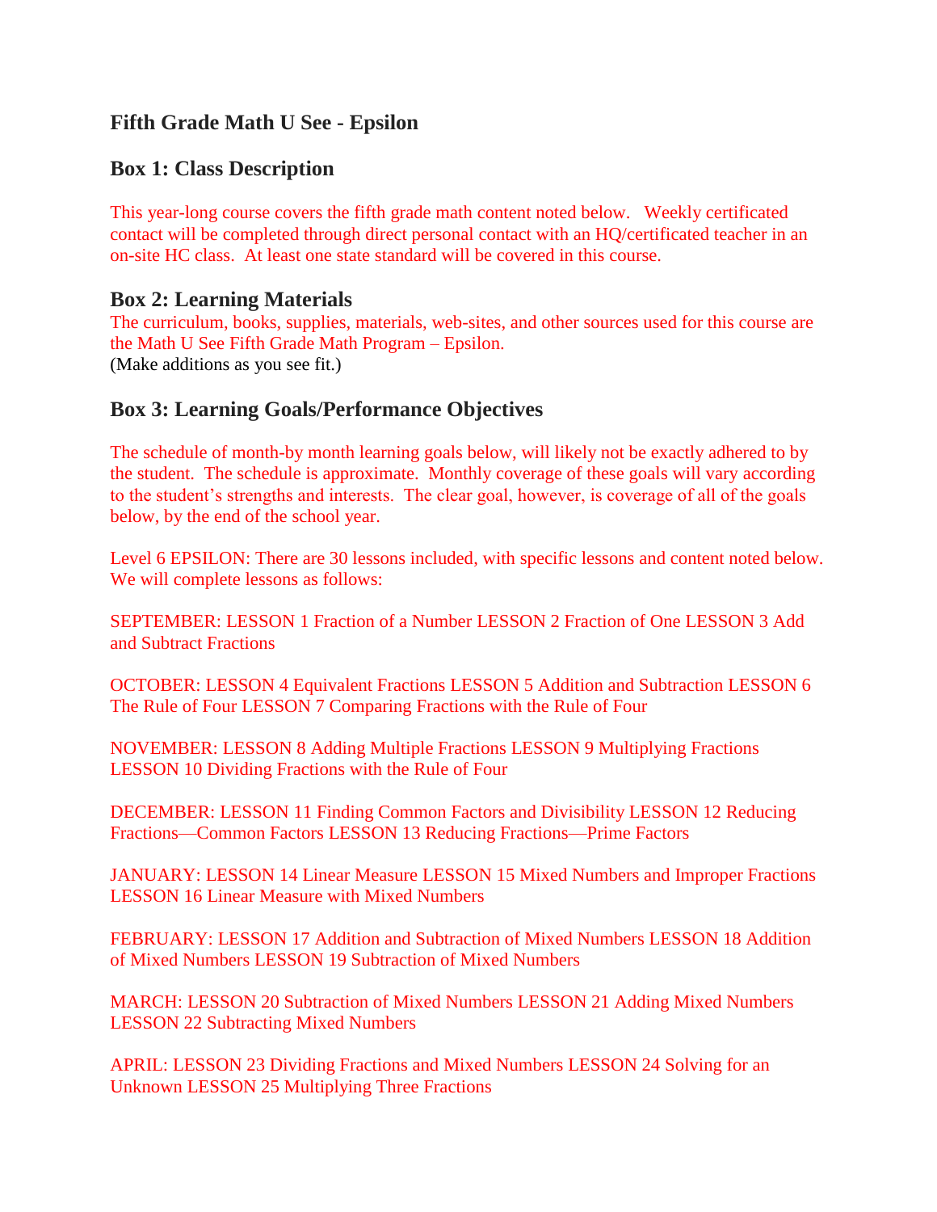### Fifth Grade Math U See - Epsilon

### Box 1: Class Description

This year-long course covers the fifth grade math content noted below. Weekly certificated contact will be completed through direct personal contact with an HQ/certificated teacher in an on-site HC class. At least one state standard will be covered in this course.

### Box 2: Learning Materials

The curriculum, books, supplies, materials, web-sites, and other sources used for this course are the Math U See Fifth Grade Math Program – Epsilon.
(Make additions as you see fit.)

### Box 3: Learning Goals/Performance Objectives

The schedule of month-by month learning goals below, will likely not be exactly adhered to by the student. The schedule is approximate. Monthly coverage of these goals will vary according to the student's strengths and interests. The clear goal, however, is coverage of all of the goals below, by the end of the school year.

Level 6 EPSILON: There are 30 lessons included, with specific lessons and content noted below. We will complete lessons as follows:

SEPTEMBER: LESSON 1 Fraction of a Number LESSON 2 Fraction of One LESSON 3 Add and Subtract Fractions

OCTOBER: LESSON 4 Equivalent Fractions LESSON 5 Addition and Subtraction LESSON 6 The Rule of Four LESSON 7 Comparing Fractions with the Rule of Four

NOVEMBER: LESSON 8 Adding Multiple Fractions LESSON 9 Multiplying Fractions LESSON 10 Dividing Fractions with the Rule of Four

DECEMBER: LESSON 11 Finding Common Factors and Divisibility LESSON 12 Reducing Fractions—Common Factors LESSON 13 Reducing Fractions—Prime Factors

JANUARY: LESSON 14 Linear Measure LESSON 15 Mixed Numbers and Improper Fractions LESSON 16 Linear Measure with Mixed Numbers

FEBRUARY: LESSON 17 Addition and Subtraction of Mixed Numbers LESSON 18 Addition of Mixed Numbers LESSON 19 Subtraction of Mixed Numbers

MARCH: LESSON 20 Subtraction of Mixed Numbers LESSON 21 Adding Mixed Numbers LESSON 22 Subtracting Mixed Numbers

APRIL: LESSON 23 Dividing Fractions and Mixed Numbers LESSON 24 Solving for an Unknown LESSON 25 Multiplying Three Fractions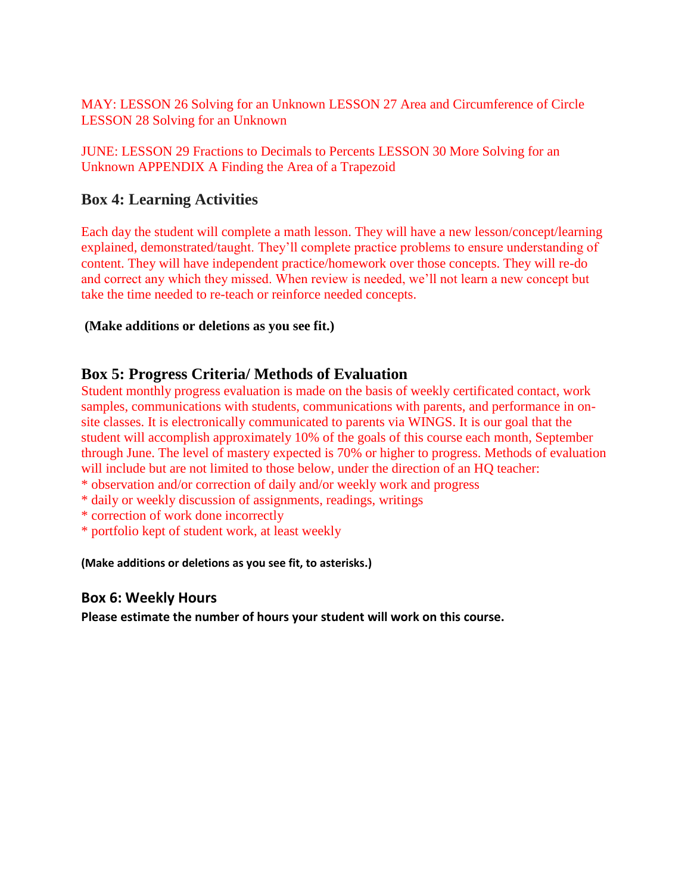MAY: LESSON 26 Solving for an Unknown LESSON 27 Area and Circumference of Circle LESSON 28 Solving for an Unknown

JUNE: LESSON 29 Fractions to Decimals to Percents LESSON 30 More Solving for an Unknown APPENDIX A Finding the Area of a Trapezoid

## Box 4: Learning Activities

Each day the student will complete a math lesson. They will have a new lesson/concept/learning explained, demonstrated/taught. They'll complete practice problems to ensure understanding of content. They will have independent practice/homework over those concepts. They will re-do and correct any which they missed. When review is needed, we'll not learn a new concept but take the time needed to re-teach or reinforce needed concepts.

**(Make additions or deletions as you see fit.)**

## Box 5: Progress Criteria/ Methods of Evaluation

Student monthly progress evaluation is made on the basis of weekly certificated contact, work samples, communications with students, communications with parents, and performance in on-site classes. It is electronically communicated to parents via WINGS. It is our goal that the student will accomplish approximately 10% of the goals of this course each month, September through June. The level of mastery expected is 70% or higher to progress. Methods of evaluation will include but are not limited to those below, under the direction of an HQ teacher:

* observation and/or correction of daily and/or weekly work and progress
* daily or weekly discussion of assignments, readings, writings
* correction of work done incorrectly
* portfolio kept of student work, at least weekly

**(Make additions or deletions as you see fit, to asterisks.)**

## Box 6: Weekly Hours

**Please estimate the number of hours your student will work on this course.**